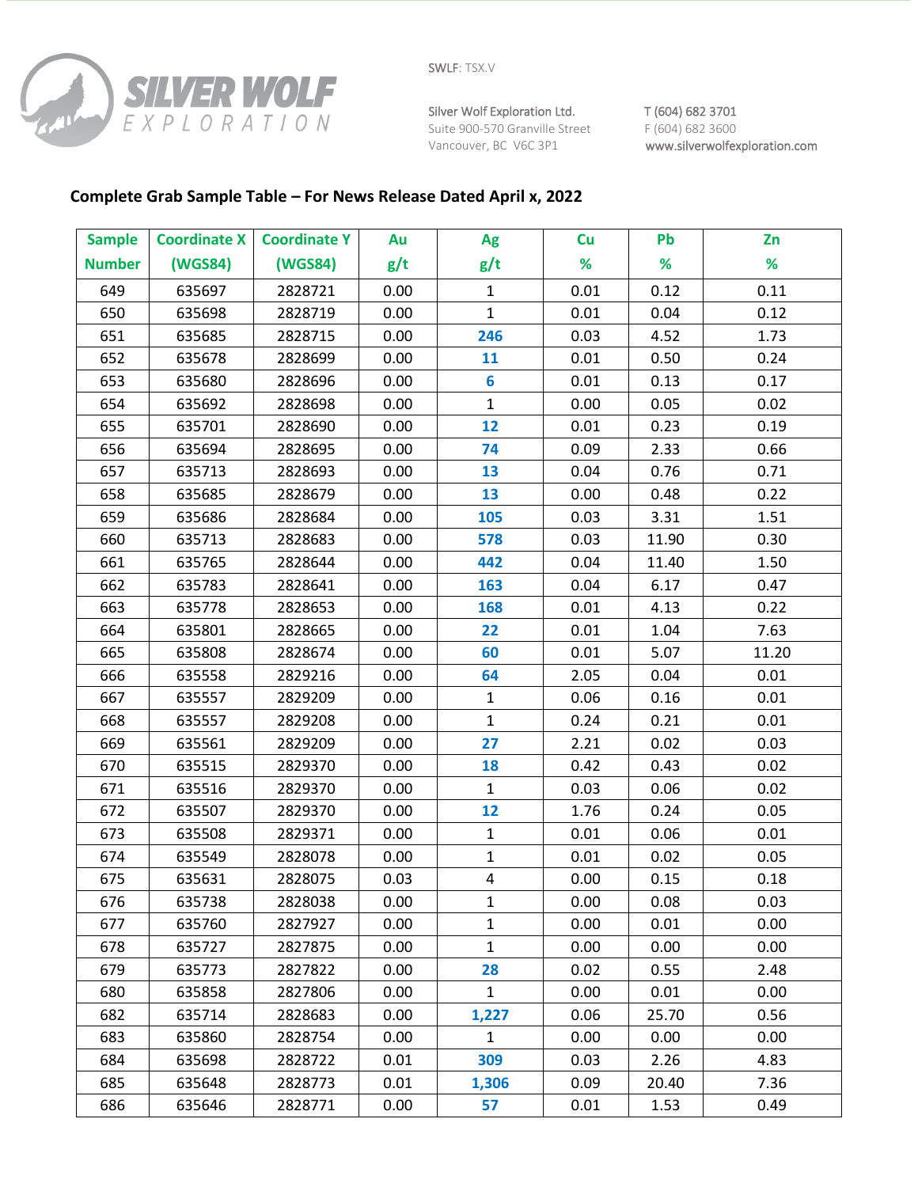SILVER WOLF EXPLORATION

SWLF: TSX.V

Silver Wolf Exploration Ltd.
Suite 900-570 Granville Street
Vancouver, BC V6C 3P1

T (604) 682 3701
F (604) 682 3600
www.silverwolfexploration.com

## Complete Grab Sample Table – For News Release Dated April x, 2022

| Sample Number | Coordinate X (WGS84) | Coordinate Y (WGS84) | Au g/t | Ag g/t | Cu % | Pb % | Zn % |
|---|---|---|---|---|---|---|---|
| 649 | 635697 | 2828721 | 0.00 | 1 | 0.01 | 0.12 | 0.11 |
| 650 | 635698 | 2828719 | 0.00 | 1 | 0.01 | 0.04 | 0.12 |
| 651 | 635685 | 2828715 | 0.00 | **246** | 0.03 | 4.52 | 1.73 |
| 652 | 635678 | 2828699 | 0.00 | **11** | 0.01 | 0.50 | 0.24 |
| 653 | 635680 | 2828696 | 0.00 | **6** | 0.01 | 0.13 | 0.17 |
| 654 | 635692 | 2828698 | 0.00 | 1 | 0.00 | 0.05 | 0.02 |
| 655 | 635701 | 2828690 | 0.00 | **12** | 0.01 | 0.23 | 0.19 |
| 656 | 635694 | 2828695 | 0.00 | **74** | 0.09 | 2.33 | 0.66 |
| 657 | 635713 | 2828693 | 0.00 | **13** | 0.04 | 0.76 | 0.71 |
| 658 | 635685 | 2828679 | 0.00 | **13** | 0.00 | 0.48 | 0.22 |
| 659 | 635686 | 2828684 | 0.00 | **105** | 0.03 | 3.31 | 1.51 |
| 660 | 635713 | 2828683 | 0.00 | **578** | 0.03 | 11.90 | 0.30 |
| 661 | 635765 | 2828644 | 0.00 | **442** | 0.04 | 11.40 | 1.50 |
| 662 | 635783 | 2828641 | 0.00 | **163** | 0.04 | 6.17 | 0.47 |
| 663 | 635778 | 2828653 | 0.00 | **168** | 0.01 | 4.13 | 0.22 |
| 664 | 635801 | 2828665 | 0.00 | **22** | 0.01 | 1.04 | 7.63 |
| 665 | 635808 | 2828674 | 0.00 | **60** | 0.01 | 5.07 | 11.20 |
| 666 | 635558 | 2829216 | 0.00 | **64** | 2.05 | 0.04 | 0.01 |
| 667 | 635557 | 2829209 | 0.00 | 1 | 0.06 | 0.16 | 0.01 |
| 668 | 635557 | 2829208 | 0.00 | 1 | 0.24 | 0.21 | 0.01 |
| 669 | 635561 | 2829209 | 0.00 | **27** | 2.21 | 0.02 | 0.03 |
| 670 | 635515 | 2829370 | 0.00 | **18** | 0.42 | 0.43 | 0.02 |
| 671 | 635516 | 2829370 | 0.00 | 1 | 0.03 | 0.06 | 0.02 |
| 672 | 635507 | 2829370 | 0.00 | **12** | 1.76 | 0.24 | 0.05 |
| 673 | 635508 | 2829371 | 0.00 | 1 | 0.01 | 0.06 | 0.01 |
| 674 | 635549 | 2828078 | 0.00 | 1 | 0.01 | 0.02 | 0.05 |
| 675 | 635631 | 2828075 | 0.03 | 4 | 0.00 | 0.15 | 0.18 |
| 676 | 635738 | 2828038 | 0.00 | 1 | 0.00 | 0.08 | 0.03 |
| 677 | 635760 | 2827927 | 0.00 | 1 | 0.00 | 0.01 | 0.00 |
| 678 | 635727 | 2827875 | 0.00 | 1 | 0.00 | 0.00 | 0.00 |
| 679 | 635773 | 2827822 | 0.00 | **28** | 0.02 | 0.55 | 2.48 |
| 680 | 635858 | 2827806 | 0.00 | 1 | 0.00 | 0.01 | 0.00 |
| 682 | 635714 | 2828683 | 0.00 | **1,227** | 0.06 | 25.70 | 0.56 |
| 683 | 635860 | 2828754 | 0.00 | 1 | 0.00 | 0.00 | 0.00 |
| 684 | 635698 | 2828722 | 0.01 | **309** | 0.03 | 2.26 | 4.83 |
| 685 | 635648 | 2828773 | 0.01 | **1,306** | 0.09 | 20.40 | 7.36 |
| 686 | 635646 | 2828771 | 0.00 | **57** | 0.01 | 1.53 | 0.49 |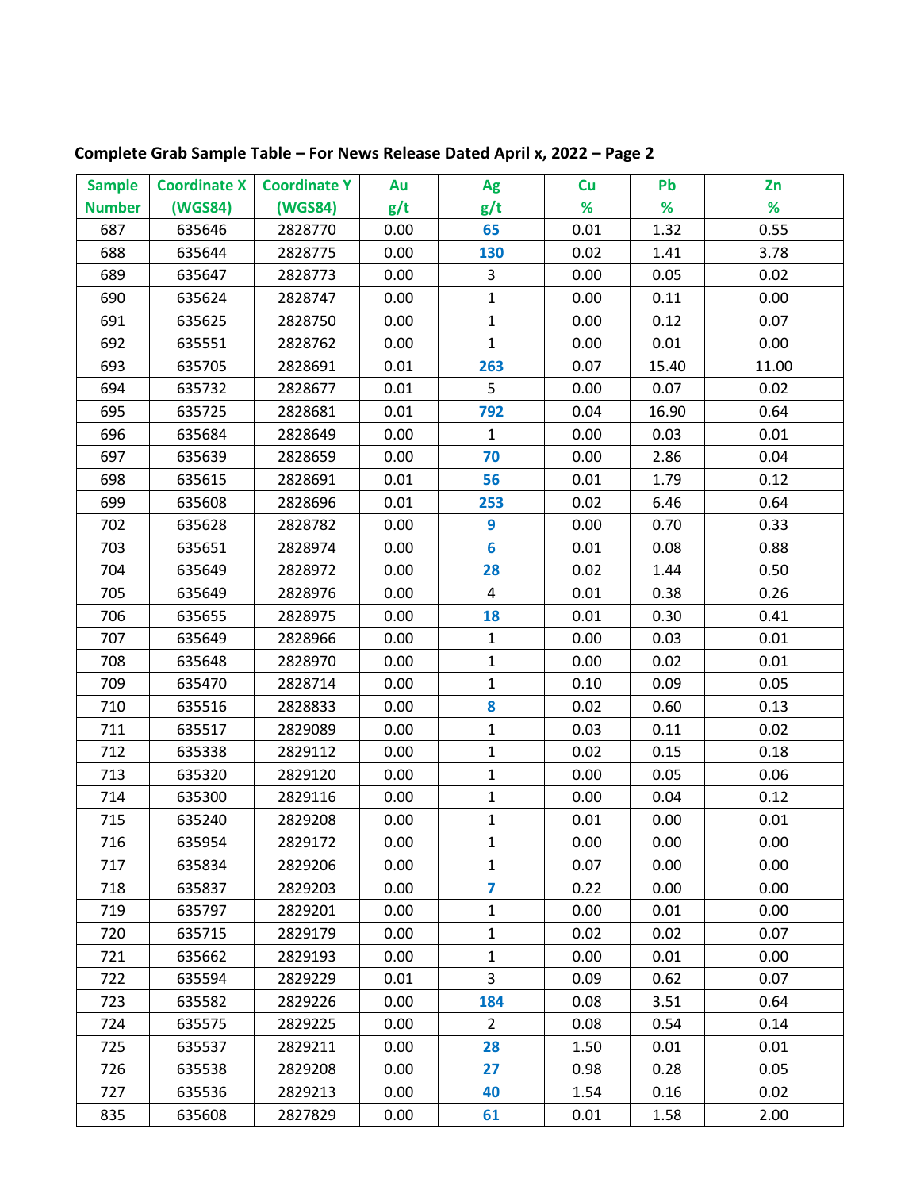**Complete Grab Sample Table – For News Release Dated April x, 2022 – Page 2**

| Sample Number | Coordinate X (WGS84) | Coordinate Y (WGS84) | Au g/t | Ag g/t | Cu % | Pb % | Zn % |
|---|---|---|---|---|---|---|---|
| 687 | 635646 | 2828770 | 0.00 | **65** | 0.01 | 1.32 | 0.55 |
| 688 | 635644 | 2828775 | 0.00 | **130** | 0.02 | 1.41 | 3.78 |
| 689 | 635647 | 2828773 | 0.00 | 3 | 0.00 | 0.05 | 0.02 |
| 690 | 635624 | 2828747 | 0.00 | 1 | 0.00 | 0.11 | 0.00 |
| 691 | 635625 | 2828750 | 0.00 | 1 | 0.00 | 0.12 | 0.07 |
| 692 | 635551 | 2828762 | 0.00 | 1 | 0.00 | 0.01 | 0.00 |
| 693 | 635705 | 2828691 | 0.01 | **263** | 0.07 | 15.40 | 11.00 |
| 694 | 635732 | 2828677 | 0.01 | 5 | 0.00 | 0.07 | 0.02 |
| 695 | 635725 | 2828681 | 0.01 | **792** | 0.04 | 16.90 | 0.64 |
| 696 | 635684 | 2828649 | 0.00 | 1 | 0.00 | 0.03 | 0.01 |
| 697 | 635639 | 2828659 | 0.00 | **70** | 0.00 | 2.86 | 0.04 |
| 698 | 635615 | 2828691 | 0.01 | **56** | 0.01 | 1.79 | 0.12 |
| 699 | 635608 | 2828696 | 0.01 | **253** | 0.02 | 6.46 | 0.64 |
| 702 | 635628 | 2828782 | 0.00 | **9** | 0.00 | 0.70 | 0.33 |
| 703 | 635651 | 2828974 | 0.00 | **6** | 0.01 | 0.08 | 0.88 |
| 704 | 635649 | 2828972 | 0.00 | **28** | 0.02 | 1.44 | 0.50 |
| 705 | 635649 | 2828976 | 0.00 | 4 | 0.01 | 0.38 | 0.26 |
| 706 | 635655 | 2828975 | 0.00 | **18** | 0.01 | 0.30 | 0.41 |
| 707 | 635649 | 2828966 | 0.00 | 1 | 0.00 | 0.03 | 0.01 |
| 708 | 635648 | 2828970 | 0.00 | 1 | 0.00 | 0.02 | 0.01 |
| 709 | 635470 | 2828714 | 0.00 | 1 | 0.10 | 0.09 | 0.05 |
| 710 | 635516 | 2828833 | 0.00 | **8** | 0.02 | 0.60 | 0.13 |
| 711 | 635517 | 2829089 | 0.00 | 1 | 0.03 | 0.11 | 0.02 |
| 712 | 635338 | 2829112 | 0.00 | 1 | 0.02 | 0.15 | 0.18 |
| 713 | 635320 | 2829120 | 0.00 | 1 | 0.00 | 0.05 | 0.06 |
| 714 | 635300 | 2829116 | 0.00 | 1 | 0.00 | 0.04 | 0.12 |
| 715 | 635240 | 2829208 | 0.00 | 1 | 0.01 | 0.00 | 0.01 |
| 716 | 635954 | 2829172 | 0.00 | 1 | 0.00 | 0.00 | 0.00 |
| 717 | 635834 | 2829206 | 0.00 | 1 | 0.07 | 0.00 | 0.00 |
| 718 | 635837 | 2829203 | 0.00 | **7** | 0.22 | 0.00 | 0.00 |
| 719 | 635797 | 2829201 | 0.00 | 1 | 0.00 | 0.01 | 0.00 |
| 720 | 635715 | 2829179 | 0.00 | 1 | 0.02 | 0.02 | 0.07 |
| 721 | 635662 | 2829193 | 0.00 | 1 | 0.00 | 0.01 | 0.00 |
| 722 | 635594 | 2829229 | 0.01 | 3 | 0.09 | 0.62 | 0.07 |
| 723 | 635582 | 2829226 | 0.00 | **184** | 0.08 | 3.51 | 0.64 |
| 724 | 635575 | 2829225 | 0.00 | 2 | 0.08 | 0.54 | 0.14 |
| 725 | 635537 | 2829211 | 0.00 | **28** | 1.50 | 0.01 | 0.01 |
| 726 | 635538 | 2829208 | 0.00 | **27** | 0.98 | 0.28 | 0.05 |
| 727 | 635536 | 2829213 | 0.00 | **40** | 1.54 | 0.16 | 0.02 |
| 835 | 635608 | 2827829 | 0.00 | **61** | 0.01 | 1.58 | 2.00 |